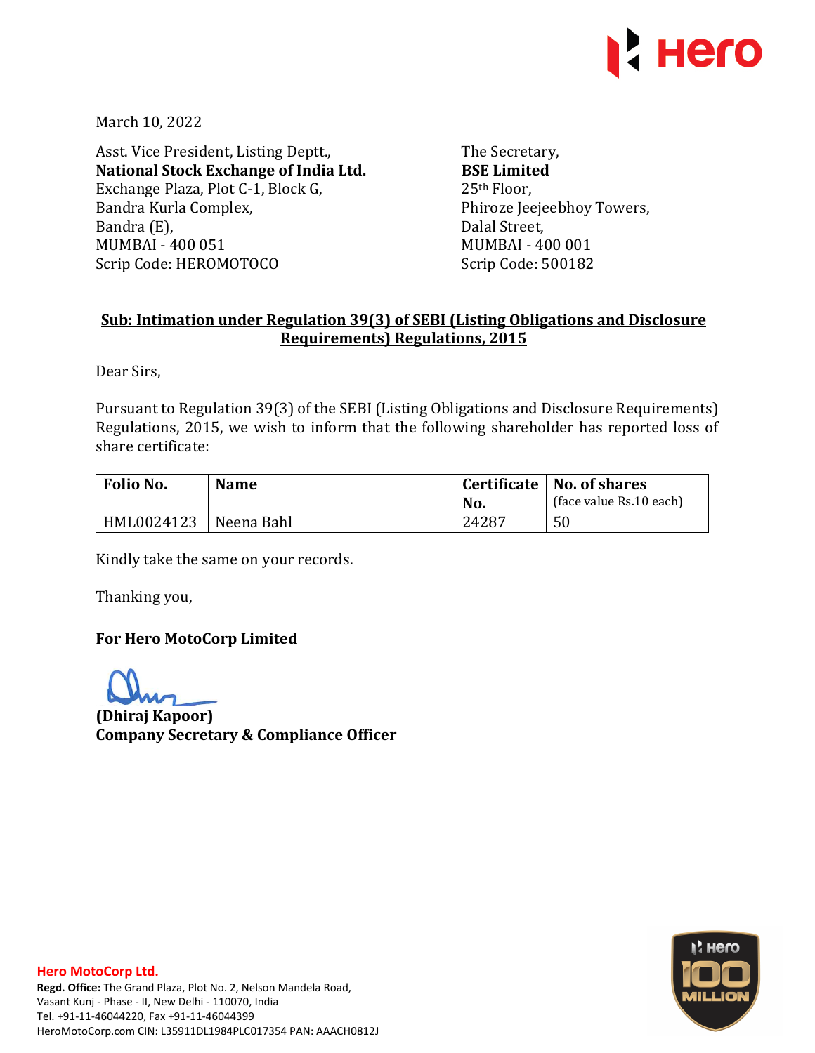March 10, 2022

Asst. Vice President, Listing Deptt.,
**National Stock Exchange of India Ltd.**
Exchange Plaza, Plot C-1, Block G,
Bandra Kurla Complex,
Bandra (E),
MUMBAI - 400 051
Scrip Code: HEROMOTOCO

The Secretary,
**BSE Limited**
25th Floor,
Phiroze Jeejeebhoy Towers,
Dalal Street,
MUMBAI - 400 001
Scrip Code: 500182

**Sub: Intimation under Regulation 39(3) of SEBI (Listing Obligations and Disclosure Requirements) Regulations, 2015**

Dear Sirs,

Pursuant to Regulation 39(3) of the SEBI (Listing Obligations and Disclosure Requirements) Regulations, 2015, we wish to inform that the following shareholder has reported loss of share certificate:

| Folio No. | Name | Certificate No. | No. of shares (face value Rs.10 each) |
|---|---|---|---|
| HML0024123 | Neena Bahl | 24287 | 50 |

Kindly take the same on your records.

Thanking you,

**For Hero MotoCorp Limited**

**(Dhiraj Kapoor)**
**Company Secretary & Compliance Officer**

**Hero MotoCorp Ltd.**
**Regd. Office:** The Grand Plaza, Plot No. 2, Nelson Mandela Road, Vasant Kunj - Phase - II, New Delhi - 110070, India
Tel. +91-11-46044220, Fax +91-11-46044399
HeroMotoCorp.com CIN: L35911DL1984PLC017354 PAN: AAACH0812J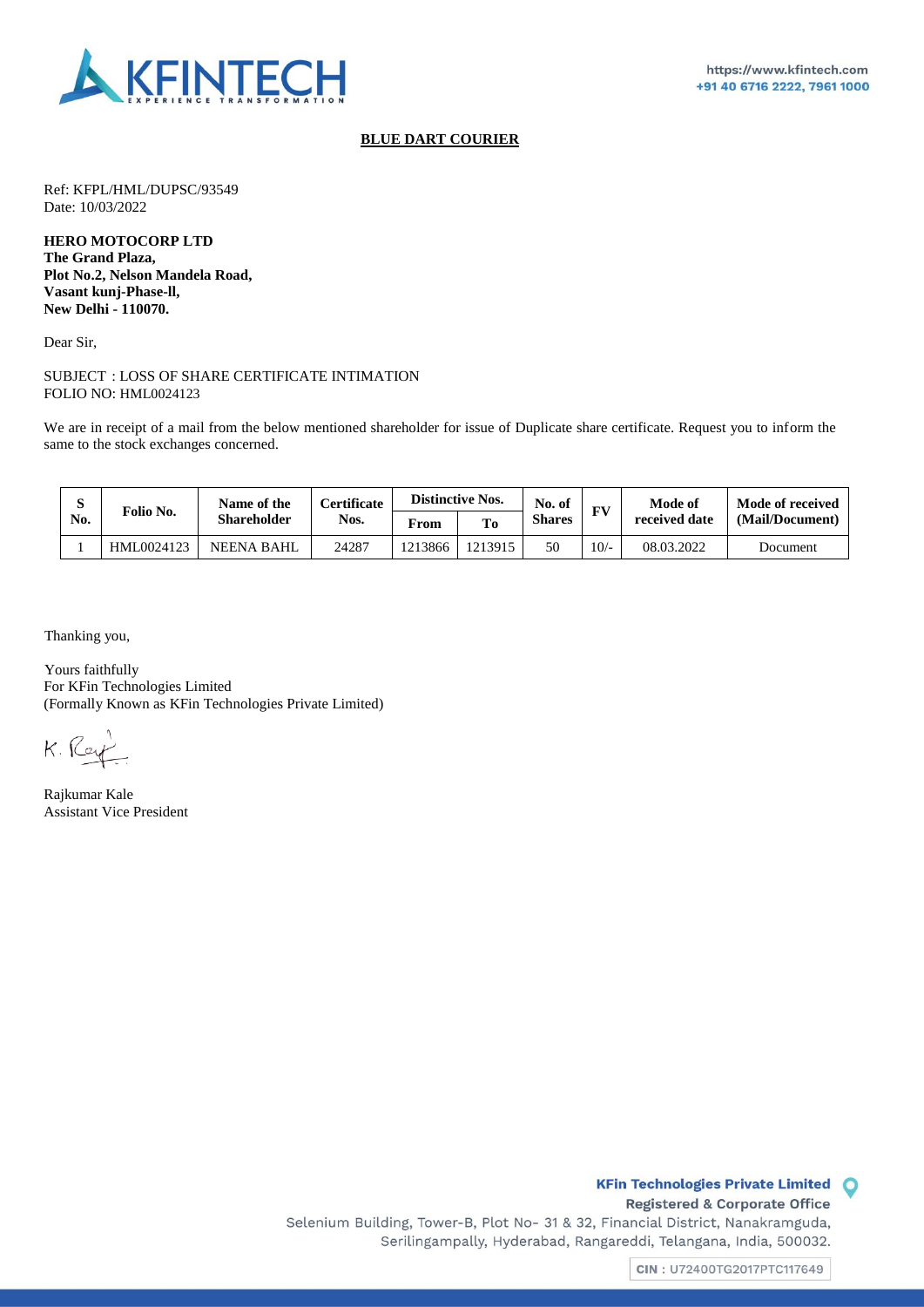**BLUE DART COURIER**

Ref: KFPL/HML/DUPSC/93549
Date: 10/03/2022

**HERO MOTOCORP LTD**
**The Grand Plaza,**
**Plot No.2, Nelson Mandela Road,**
**Vasant kunj-Phase-ll,**
**New Delhi - 110070.**

Dear Sir,

SUBJECT : LOSS OF SHARE CERTIFICATE INTIMATION
FOLIO NO: HML0024123

We are in receipt of a mail from the below mentioned shareholder for issue of Duplicate share certificate. Request you to inform the same to the stock exchanges concerned.

| S No. | Folio No. | Name of the Shareholder | Certificate Nos. | Distinctive Nos. | | No. of Shares | FV | Mode of received date | Mode of received (Mail/Document) |
|---|---|---|---|---|---|---|---|---|---|
| | | | | From | To | | | | |
| 1 | HML0024123 | NEENA BAHL | 24287 | 1213866 | 1213915 | 50 | 10/- | 08.03.2022 | Document |

Thanking you,

Yours faithfully
For KFin Technologies Limited
(Formally Known as KFin Technologies Private Limited)

K. Raj

Rajkumar Kale
Assistant Vice President

**KFin Technologies Private Limited**
Registered & Corporate Office
Selenium Building, Tower-B, Plot No- 31 & 32, Financial District, Nanakramguda, Serilingampally, Hyderabad, Rangareddi, Telangana, India, 500032.

CIN : U72400TG2017PTC117649